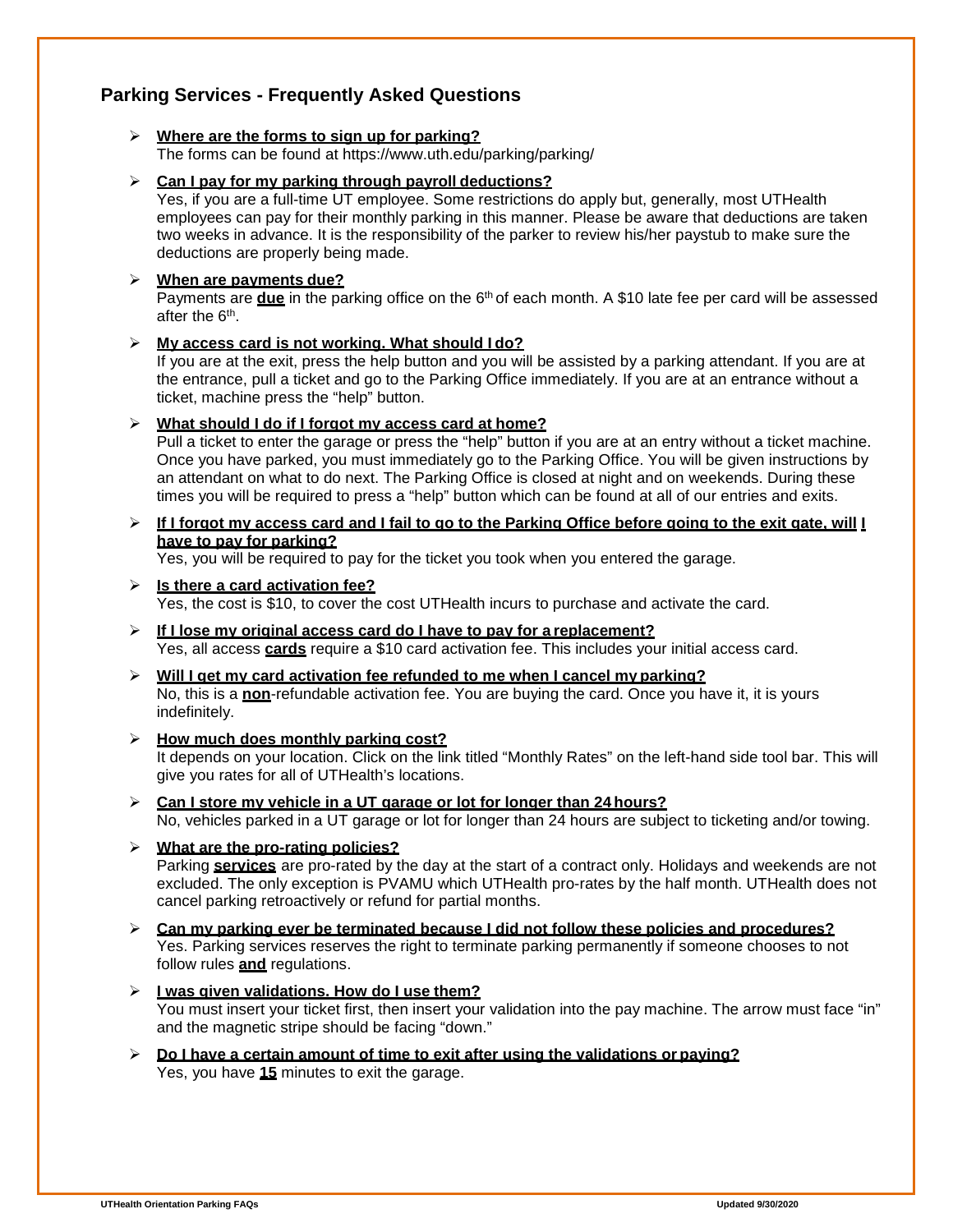## Parking Services - Frequently Asked Questions

- **Where are the forms to sign up for parking?**
  The forms can be found at https://www.uth.edu/parking/parking/

- **Can I pay for my parking through payroll deductions?**
  Yes, if you are a full-time UT employee. Some restrictions do apply but, generally, most UTHealth employees can pay for their monthly parking in this manner. Please be aware that deductions are taken two weeks in advance. It is the responsibility of the parker to review his/her paystub to make sure the deductions are properly being made.

- **When are payments due?**
  Payments are **due** in the parking office on the 6th of each month. A $10 late fee per card will be assessed after the 6th.

- **My access card is not working. What should I do?**
  If you are at the exit, press the help button and you will be assisted by a parking attendant. If you are at the entrance, pull a ticket and go to the Parking Office immediately. If you are at an entrance without a ticket, machine press the "help" button.

- **What should I do if I forgot my access card at home?**
  Pull a ticket to enter the garage or press the "help" button if you are at an entry without a ticket machine. Once you have parked, you must immediately go to the Parking Office. You will be given instructions by an attendant on what to do next. The Parking Office is closed at night and on weekends. During these times you will be required to press a "help" button which can be found at all of our entries and exits.

- **If I forgot my access card and I fail to go to the Parking Office before going to the exit gate, will I have to pay for parking?**
  Yes, you will be required to pay for the ticket you took when you entered the garage.

- **Is there a card activation fee?**
  Yes, the cost is $10, to cover the cost UTHealth incurs to purchase and activate the card.

- **If I lose my original access card do I have to pay for a replacement?**
  Yes, all access **cards** require a $10 card activation fee. This includes your initial access card.

- **Will I get my card activation fee refunded to me when I cancel my parking?**
  No, this is a **non**-refundable activation fee. You are buying the card. Once you have it, it is yours indefinitely.

- **How much does monthly parking cost?**
  It depends on your location. Click on the link titled "Monthly Rates" on the left-hand side tool bar. This will give you rates for all of UTHealth's locations.

- **Can I store my vehicle in a UT garage or lot for longer than 24 hours?**
  No, vehicles parked in a UT garage or lot for longer than 24 hours are subject to ticketing and/or towing.

- **What are the pro-rating policies?**
  Parking **services** are pro-rated by the day at the start of a contract only. Holidays and weekends are not excluded. The only exception is PVAMU which UTHealth pro-rates by the half month. UTHealth does not cancel parking retroactively or refund for partial months.

- **Can my parking ever be terminated because I did not follow these policies and procedures?**
  Yes. Parking services reserves the right to terminate parking permanently if someone chooses to not follow rules **and** regulations.

- **I was given validations. How do I use them?**
  You must insert your ticket first, then insert your validation into the pay machine. The arrow must face "in" and the magnetic stripe should be facing "down."

- **Do I have a certain amount of time to exit after using the validations or paying?**
  Yes, you have **15** minutes to exit the garage.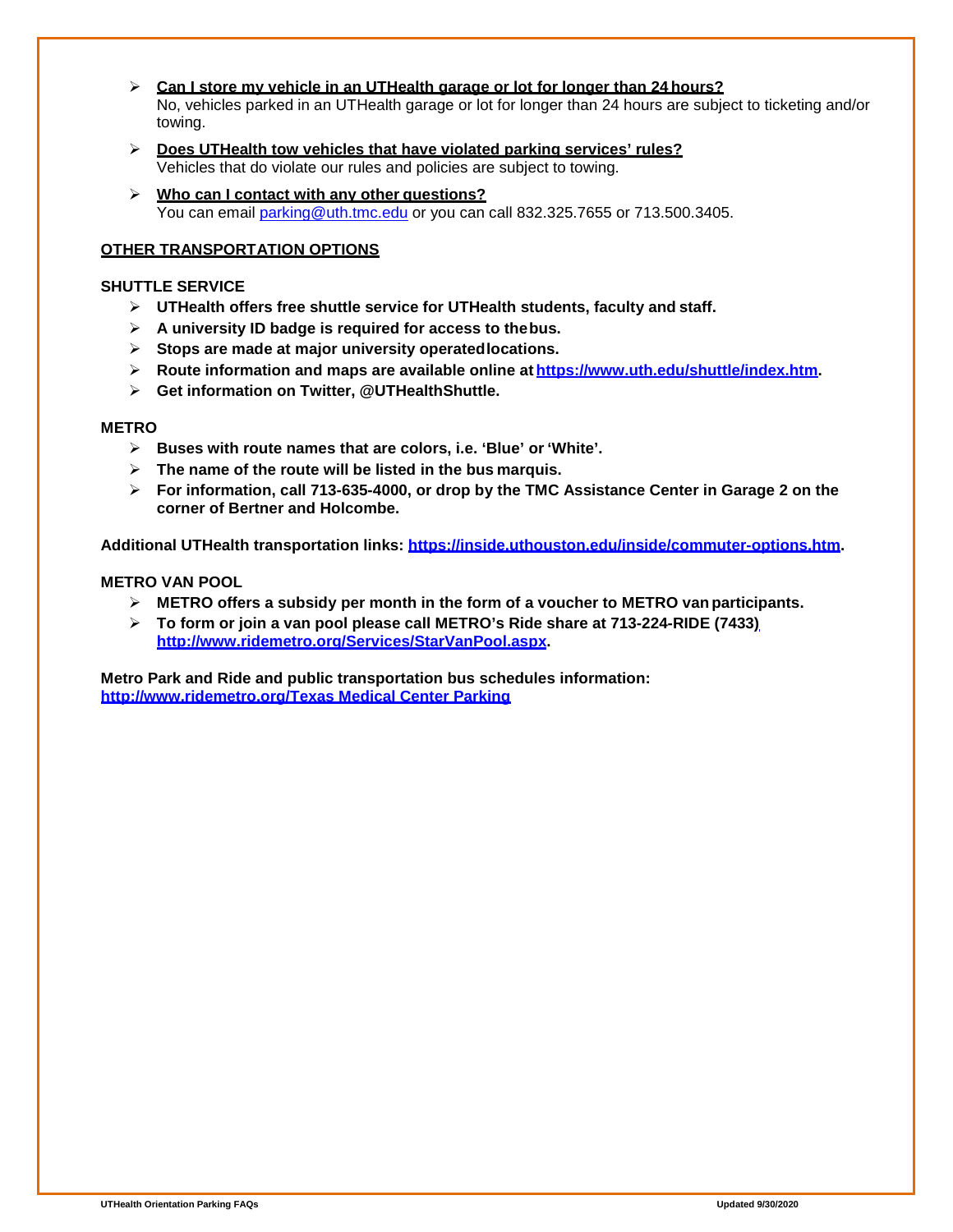- **Can I store my vehicle in an UTHealth garage or lot for longer than 24 hours?**
  No, vehicles parked in an UTHealth garage or lot for longer than 24 hours are subject to ticketing and/or towing.
- **Does UTHealth tow vehicles that have violated parking services' rules?**
  Vehicles that do violate our rules and policies are subject to towing.
- **Who can I contact with any other questions?**
  You can email parking@uth.tmc.edu or you can call 832.325.7655 or 713.500.3405.

## OTHER TRANSPORTATION OPTIONS

### SHUTTLE SERVICE

- **UTHealth offers free shuttle service for UTHealth students, faculty and staff.**
- **A university ID badge is required for access to the bus.**
- **Stops are made at major university operated locations.**
- **Route information and maps are available online at https://www.uth.edu/shuttle/index.htm.**
- **Get information on Twitter, @UTHealthShuttle.**

### METRO

- **Buses with route names that are colors, i.e. 'Blue' or 'White'.**
- **The name of the route will be listed in the bus marquis.**
- **For information, call 713-635-4000, or drop by the TMC Assistance Center in Garage 2 on the corner of Bertner and Holcombe.**

**Additional UTHealth transportation links: https://inside.uthouston.edu/inside/commuter-options.htm.**

### METRO VAN POOL

- **METRO offers a subsidy per month in the form of a voucher to METRO van participants.**
- **To form or join a van pool please call METRO's Ride share at 713-224-RIDE (7433) http://www.ridemetro.org/Services/StarVanPool.aspx.**

**Metro Park and Ride and public transportation bus schedules information: http://www.ridemetro.org/Texas Medical Center Parking**